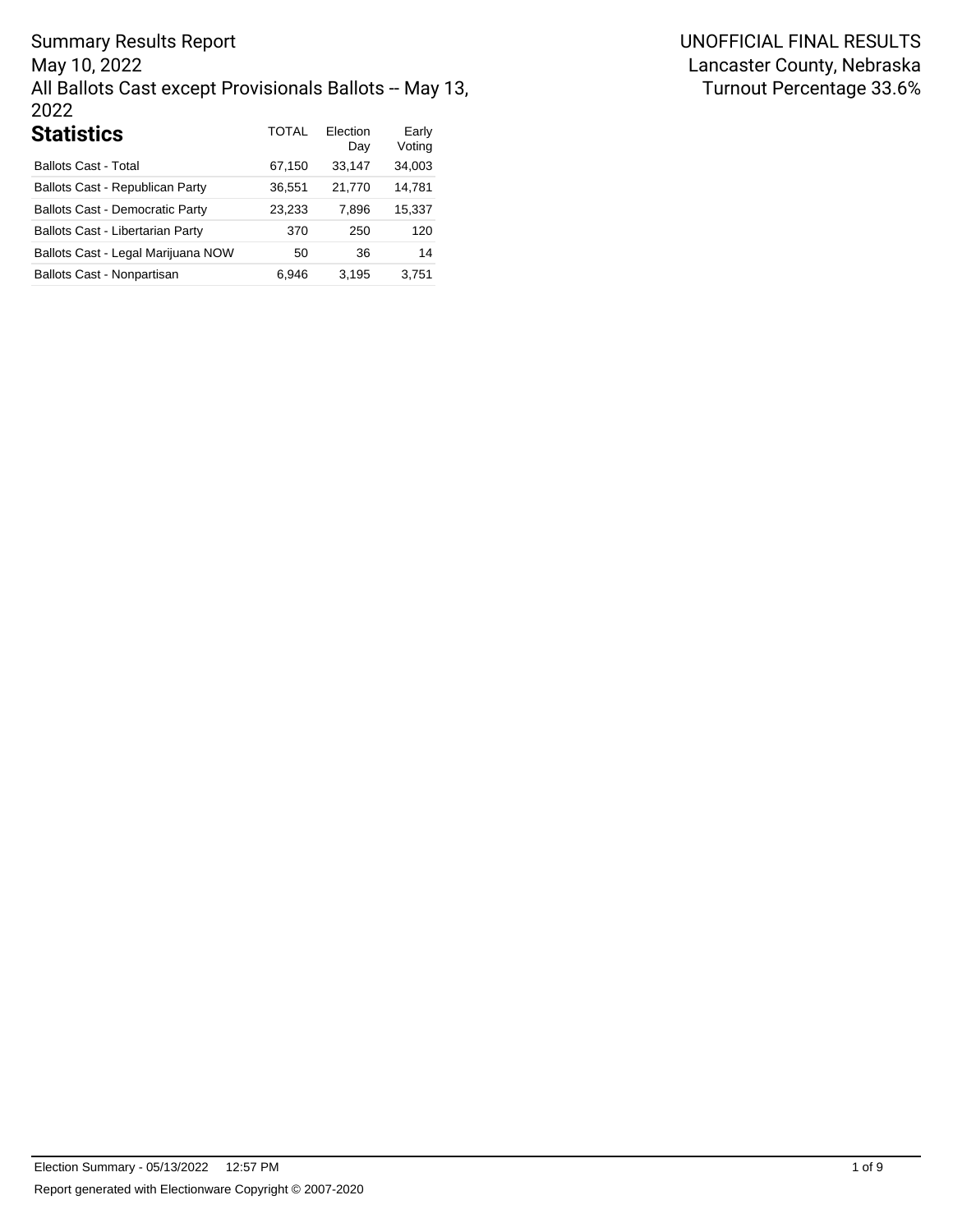Summary Results Report
May 10, 2022
All Ballots Cast except Provisionals Ballots -- May 13, 2022

UNOFFICIAL FINAL RESULTS
Lancaster County, Nebraska
Turnout Percentage 33.6%

## Statistics

| | TOTAL | Election Day | Early Voting |
|---|---|---|---|
| Ballots Cast - Total | 67,150 | 33,147 | 34,003 |
| Ballots Cast - Republican Party | 36,551 | 21,770 | 14,781 |
| Ballots Cast - Democratic Party | 23,233 | 7,896 | 15,337 |
| Ballots Cast - Libertarian Party | 370 | 250 | 120 |
| Ballots Cast - Legal Marijuana NOW | 50 | 36 | 14 |
| Ballots Cast - Nonpartisan | 6,946 | 3,195 | 3,751 |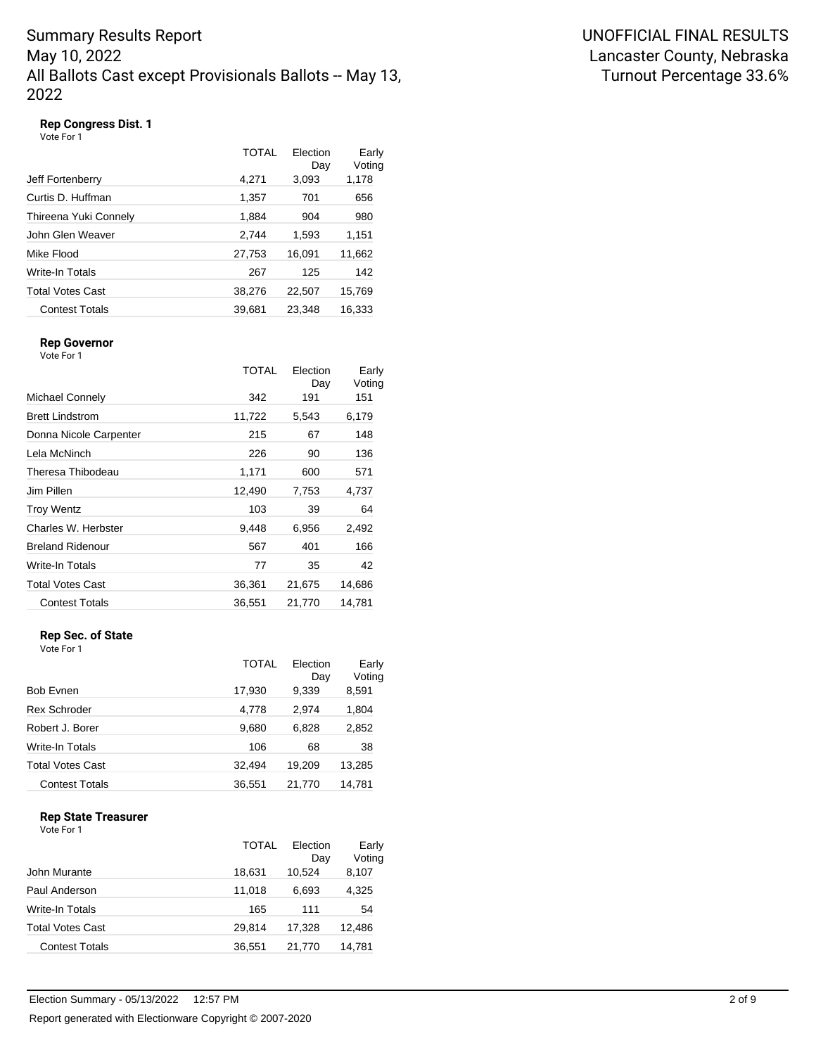Summary Results Report
May 10, 2022
All Ballots Cast except Provisionals Ballots -- May 13, 2022

UNOFFICIAL FINAL RESULTS
Lancaster County, Nebraska
Turnout Percentage 33.6%

### Rep Congress Dist. 1

Vote For 1

| | TOTAL | Election Day | Early Voting |
|---|---|---|---|
| Jeff Fortenberry | 4,271 | 3,093 | 1,178 |
| Curtis D. Huffman | 1,357 | 701 | 656 |
| Thireena Yuki Connely | 1,884 | 904 | 980 |
| John Glen Weaver | 2,744 | 1,593 | 1,151 |
| Mike Flood | 27,753 | 16,091 | 11,662 |
| Write-In Totals | 267 | 125 | 142 |
| Total Votes Cast | 38,276 | 22,507 | 15,769 |
| Contest Totals | 39,681 | 23,348 | 16,333 |

### Rep Governor

Vote For 1

| | TOTAL | Election Day | Early Voting |
|---|---|---|---|
| Michael Connely | 342 | 191 | 151 |
| Brett Lindstrom | 11,722 | 5,543 | 6,179 |
| Donna Nicole Carpenter | 215 | 67 | 148 |
| Lela McNinch | 226 | 90 | 136 |
| Theresa Thibodeau | 1,171 | 600 | 571 |
| Jim Pillen | 12,490 | 7,753 | 4,737 |
| Troy Wentz | 103 | 39 | 64 |
| Charles W. Herbster | 9,448 | 6,956 | 2,492 |
| Breland Ridenour | 567 | 401 | 166 |
| Write-In Totals | 77 | 35 | 42 |
| Total Votes Cast | 36,361 | 21,675 | 14,686 |
| Contest Totals | 36,551 | 21,770 | 14,781 |

### Rep Sec. of State

Vote For 1

| | TOTAL | Election Day | Early Voting |
|---|---|---|---|
| Bob Evnen | 17,930 | 9,339 | 8,591 |
| Rex Schroder | 4,778 | 2,974 | 1,804 |
| Robert J. Borer | 9,680 | 6,828 | 2,852 |
| Write-In Totals | 106 | 68 | 38 |
| Total Votes Cast | 32,494 | 19,209 | 13,285 |
| Contest Totals | 36,551 | 21,770 | 14,781 |

### Rep State Treasurer

Vote For 1

| | TOTAL | Election Day | Early Voting |
|---|---|---|---|
| John Murante | 18,631 | 10,524 | 8,107 |
| Paul Anderson | 11,018 | 6,693 | 4,325 |
| Write-In Totals | 165 | 111 | 54 |
| Total Votes Cast | 29,814 | 17,328 | 12,486 |
| Contest Totals | 36,551 | 21,770 | 14,781 |

Election Summary - 05/13/2022 12:57 PM

Report generated with Electionware Copyright © 2007-2020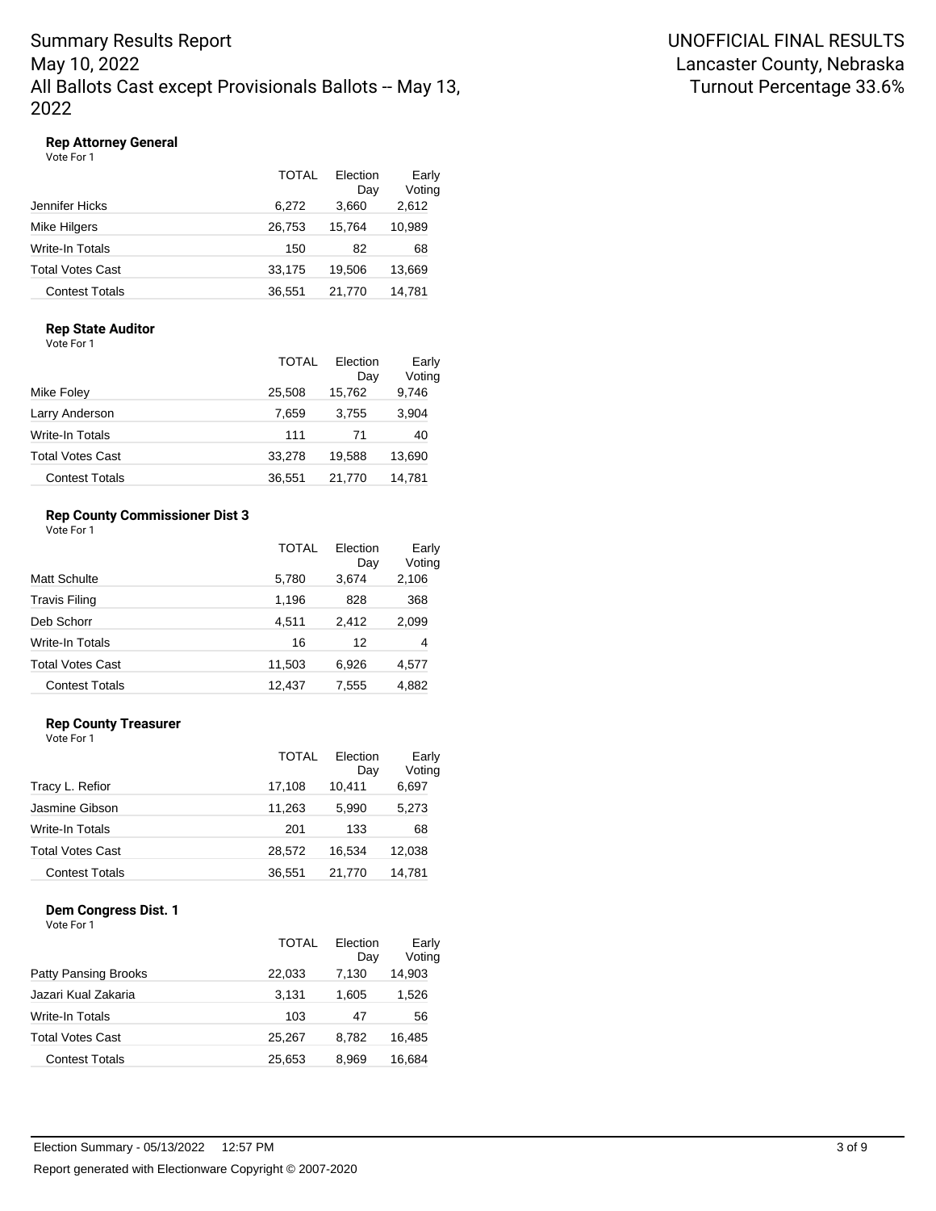# Summary Results Report
May 10, 2022
All Ballots Cast except Provisionals Ballots -- May 13, 2022

UNOFFICIAL FINAL RESULTS
Lancaster County, Nebraska
Turnout Percentage 33.6%

### Rep Attorney General

Vote For 1

| | TOTAL | Election Day | Early Voting |
|---|---|---|---|
| Jennifer Hicks | 6,272 | 3,660 | 2,612 |
| Mike Hilgers | 26,753 | 15,764 | 10,989 |
| Write-In Totals | 150 | 82 | 68 |
| Total Votes Cast | 33,175 | 19,506 | 13,669 |
| Contest Totals | 36,551 | 21,770 | 14,781 |

### Rep State Auditor

Vote For 1

| | TOTAL | Election Day | Early Voting |
|---|---|---|---|
| Mike Foley | 25,508 | 15,762 | 9,746 |
| Larry Anderson | 7,659 | 3,755 | 3,904 |
| Write-In Totals | 111 | 71 | 40 |
| Total Votes Cast | 33,278 | 19,588 | 13,690 |
| Contest Totals | 36,551 | 21,770 | 14,781 |

### Rep County Commissioner Dist 3

Vote For 1

| | TOTAL | Election Day | Early Voting |
|---|---|---|---|
| Matt Schulte | 5,780 | 3,674 | 2,106 |
| Travis Filing | 1,196 | 828 | 368 |
| Deb Schorr | 4,511 | 2,412 | 2,099 |
| Write-In Totals | 16 | 12 | 4 |
| Total Votes Cast | 11,503 | 6,926 | 4,577 |
| Contest Totals | 12,437 | 7,555 | 4,882 |

### Rep County Treasurer

Vote For 1

| | TOTAL | Election Day | Early Voting |
|---|---|---|---|
| Tracy L. Refior | 17,108 | 10,411 | 6,697 |
| Jasmine Gibson | 11,263 | 5,990 | 5,273 |
| Write-In Totals | 201 | 133 | 68 |
| Total Votes Cast | 28,572 | 16,534 | 12,038 |
| Contest Totals | 36,551 | 21,770 | 14,781 |

### Dem Congress Dist. 1

Vote For 1

| | TOTAL | Election Day | Early Voting |
|---|---|---|---|
| Patty Pansing Brooks | 22,033 | 7,130 | 14,903 |
| Jazari Kual Zakaria | 3,131 | 1,605 | 1,526 |
| Write-In Totals | 103 | 47 | 56 |
| Total Votes Cast | 25,267 | 8,782 | 16,485 |
| Contest Totals | 25,653 | 8,969 | 16,684 |

Election Summary - 05/13/2022 12:57 PM

Report generated with Electionware Copyright © 2007-2020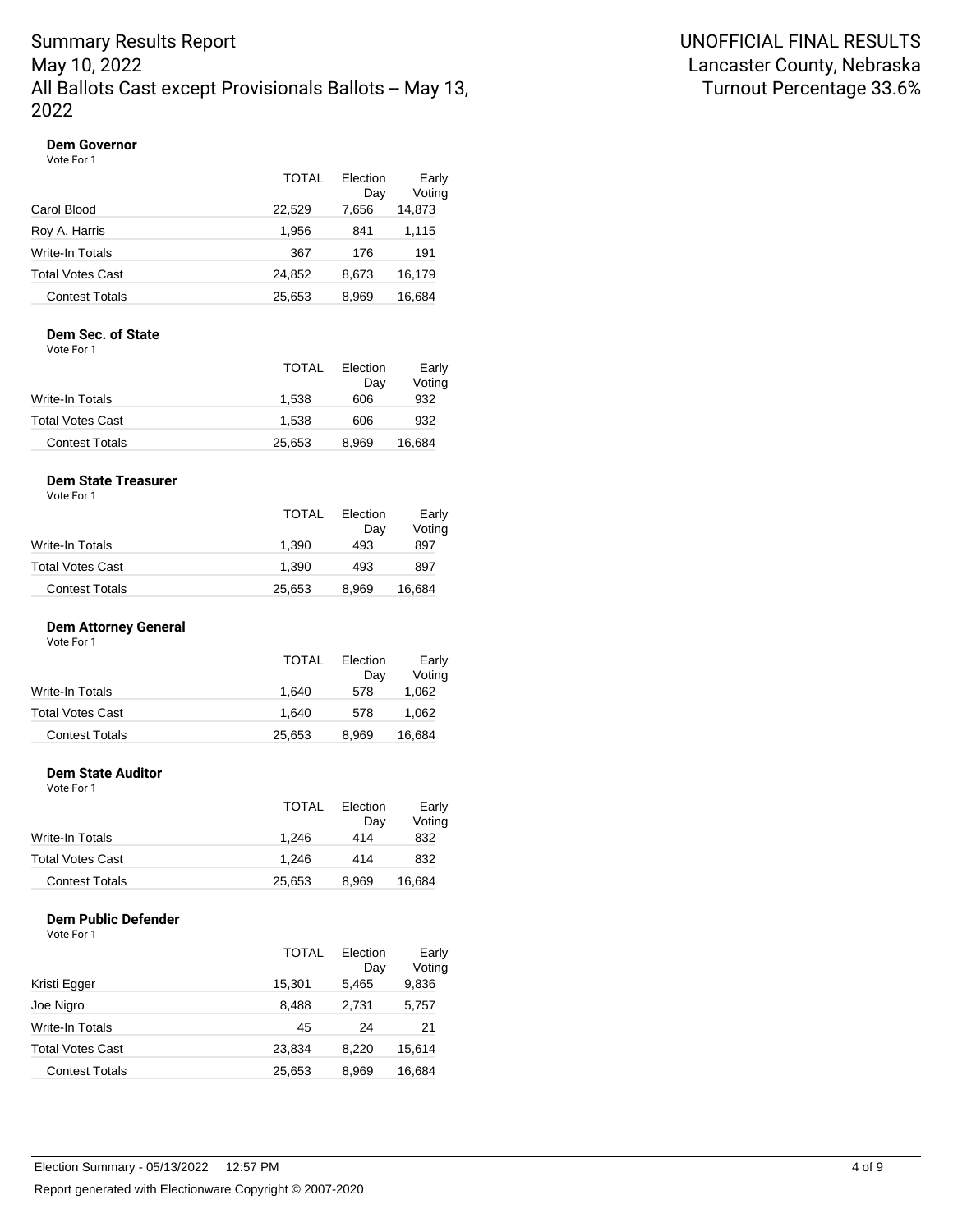Summary Results Report
May 10, 2022
All Ballots Cast except Provisionals Ballots -- May 13, 2022

UNOFFICIAL FINAL RESULTS
Lancaster County, Nebraska
Turnout Percentage 33.6%

**Dem Governor**
Vote For 1

| | TOTAL | Election Day | Early Voting |
|---|---|---|---|
| Carol Blood | 22,529 | 7,656 | 14,873 |
| Roy A. Harris | 1,956 | 841 | 1,115 |
| Write-In Totals | 367 | 176 | 191 |
| Total Votes Cast | 24,852 | 8,673 | 16,179 |
| Contest Totals | 25,653 | 8,969 | 16,684 |

**Dem Sec. of State**
Vote For 1

| | TOTAL | Election Day | Early Voting |
|---|---|---|---|
| Write-In Totals | 1,538 | 606 | 932 |
| Total Votes Cast | 1,538 | 606 | 932 |
| Contest Totals | 25,653 | 8,969 | 16,684 |

**Dem State Treasurer**
Vote For 1

| | TOTAL | Election Day | Early Voting |
|---|---|---|---|
| Write-In Totals | 1,390 | 493 | 897 |
| Total Votes Cast | 1,390 | 493 | 897 |
| Contest Totals | 25,653 | 8,969 | 16,684 |

**Dem Attorney General**
Vote For 1

| | TOTAL | Election Day | Early Voting |
|---|---|---|---|
| Write-In Totals | 1,640 | 578 | 1,062 |
| Total Votes Cast | 1,640 | 578 | 1,062 |
| Contest Totals | 25,653 | 8,969 | 16,684 |

**Dem State Auditor**
Vote For 1

| | TOTAL | Election Day | Early Voting |
|---|---|---|---|
| Write-In Totals | 1,246 | 414 | 832 |
| Total Votes Cast | 1,246 | 414 | 832 |
| Contest Totals | 25,653 | 8,969 | 16,684 |

**Dem Public Defender**
Vote For 1

| | TOTAL | Election Day | Early Voting |
|---|---|---|---|
| Kristi Egger | 15,301 | 5,465 | 9,836 |
| Joe Nigro | 8,488 | 2,731 | 5,757 |
| Write-In Totals | 45 | 24 | 21 |
| Total Votes Cast | 23,834 | 8,220 | 15,614 |
| Contest Totals | 25,653 | 8,969 | 16,684 |

Election Summary - 05/13/2022 12:57 PM

Report generated with Electionware Copyright © 2007-2020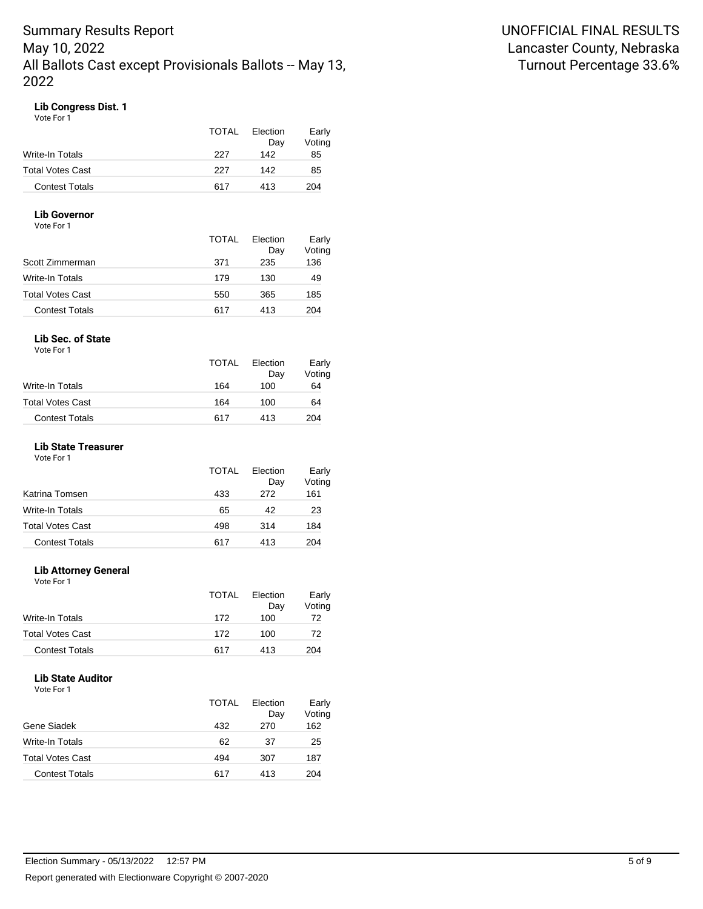# Summary Results Report
# May 10, 2022
# All Ballots Cast except Provisionals Ballots -- May 13, 2022

UNOFFICIAL FINAL RESULTS
Lancaster County, Nebraska
Turnout Percentage 33.6%

### Lib Congress Dist. 1
Vote For 1

| | TOTAL | Election Day | Early Voting |
|---|---|---|---|
| Write-In Totals | 227 | 142 | 85 |
| Total Votes Cast | 227 | 142 | 85 |
| Contest Totals | 617 | 413 | 204 |

### Lib Governor
Vote For 1

| | TOTAL | Election Day | Early Voting |
|---|---|---|---|
| Scott Zimmerman | 371 | 235 | 136 |
| Write-In Totals | 179 | 130 | 49 |
| Total Votes Cast | 550 | 365 | 185 |
| Contest Totals | 617 | 413 | 204 |

### Lib Sec. of State
Vote For 1

| | TOTAL | Election Day | Early Voting |
|---|---|---|---|
| Write-In Totals | 164 | 100 | 64 |
| Total Votes Cast | 164 | 100 | 64 |
| Contest Totals | 617 | 413 | 204 |

### Lib State Treasurer
Vote For 1

| | TOTAL | Election Day | Early Voting |
|---|---|---|---|
| Katrina Tomsen | 433 | 272 | 161 |
| Write-In Totals | 65 | 42 | 23 |
| Total Votes Cast | 498 | 314 | 184 |
| Contest Totals | 617 | 413 | 204 |

### Lib Attorney General
Vote For 1

| | TOTAL | Election Day | Early Voting |
|---|---|---|---|
| Write-In Totals | 172 | 100 | 72 |
| Total Votes Cast | 172 | 100 | 72 |
| Contest Totals | 617 | 413 | 204 |

### Lib State Auditor
Vote For 1

| | TOTAL | Election Day | Early Voting |
|---|---|---|---|
| Gene Siadek | 432 | 270 | 162 |
| Write-In Totals | 62 | 37 | 25 |
| Total Votes Cast | 494 | 307 | 187 |
| Contest Totals | 617 | 413 | 204 |

Election Summary - 05/13/2022 12:57 PM

Report generated with Electionware Copyright © 2007-2020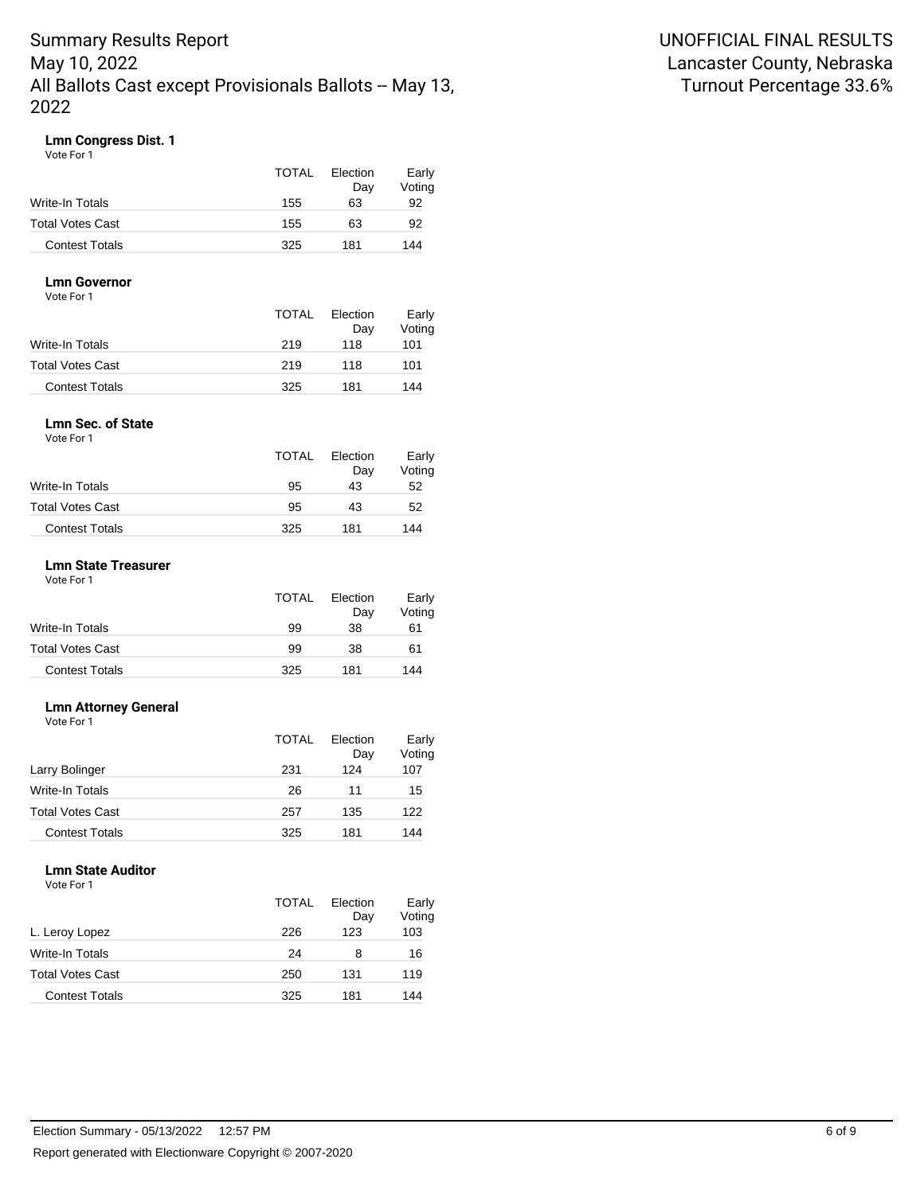# Summary Results Report
May 10, 2022
All Ballots Cast except Provisionals Ballots -- May 13, 2022

UNOFFICIAL FINAL RESULTS
Lancaster County, Nebraska
Turnout Percentage 33.6%

### Lmn Congress Dist. 1
Vote For 1

| | TOTAL | Election Day | Early Voting |
|---|---|---|---|
| Write-In Totals | 155 | 63 | 92 |
| Total Votes Cast | 155 | 63 | 92 |
| Contest Totals | 325 | 181 | 144 |

### Lmn Governor
Vote For 1

| | TOTAL | Election Day | Early Voting |
|---|---|---|---|
| Write-In Totals | 219 | 118 | 101 |
| Total Votes Cast | 219 | 118 | 101 |
| Contest Totals | 325 | 181 | 144 |

### Lmn Sec. of State
Vote For 1

| | TOTAL | Election Day | Early Voting |
|---|---|---|---|
| Write-In Totals | 95 | 43 | 52 |
| Total Votes Cast | 95 | 43 | 52 |
| Contest Totals | 325 | 181 | 144 |

### Lmn State Treasurer
Vote For 1

| | TOTAL | Election Day | Early Voting |
|---|---|---|---|
| Write-In Totals | 99 | 38 | 61 |
| Total Votes Cast | 99 | 38 | 61 |
| Contest Totals | 325 | 181 | 144 |

### Lmn Attorney General
Vote For 1

| | TOTAL | Election Day | Early Voting |
|---|---|---|---|
| Larry Bolinger | 231 | 124 | 107 |
| Write-In Totals | 26 | 11 | 15 |
| Total Votes Cast | 257 | 135 | 122 |
| Contest Totals | 325 | 181 | 144 |

### Lmn State Auditor
Vote For 1

| | TOTAL | Election Day | Early Voting |
|---|---|---|---|
| L. Leroy Lopez | 226 | 123 | 103 |
| Write-In Totals | 24 | 8 | 16 |
| Total Votes Cast | 250 | 131 | 119 |
| Contest Totals | 325 | 181 | 144 |

Election Summary - 05/13/2022 12:57 PM

Report generated with Electionware Copyright © 2007-2020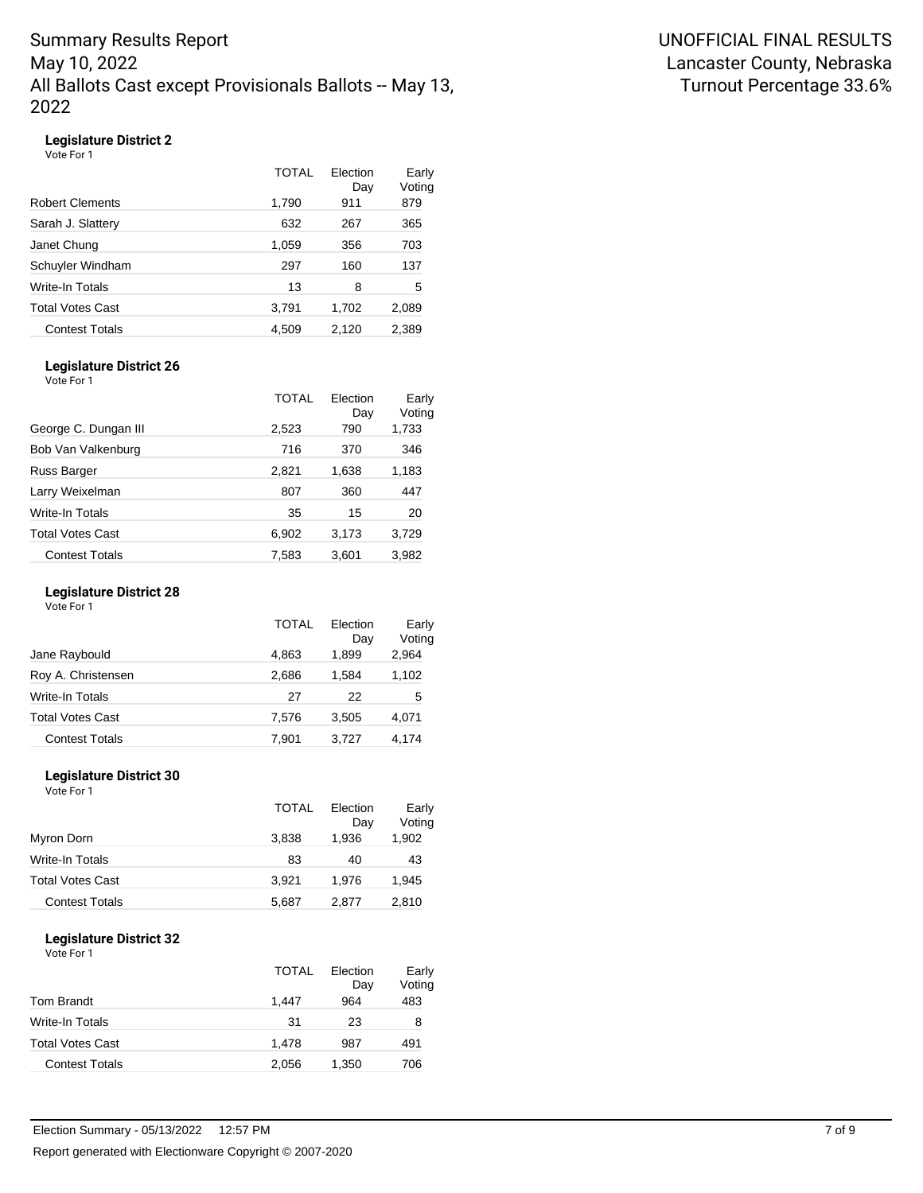Summary Results Report
May 10, 2022
All Ballots Cast except Provisionals Ballots -- May 13, 2022

UNOFFICIAL FINAL RESULTS
Lancaster County, Nebraska
Turnout Percentage 33.6%

### Legislature District 2

Vote For 1

| | TOTAL | Election Day | Early Voting |
|---|---|---|---|
| Robert Clements | 1,790 | 911 | 879 |
| Sarah J. Slattery | 632 | 267 | 365 |
| Janet Chung | 1,059 | 356 | 703 |
| Schuyler Windham | 297 | 160 | 137 |
| Write-In Totals | 13 | 8 | 5 |
| Total Votes Cast | 3,791 | 1,702 | 2,089 |
| Contest Totals | 4,509 | 2,120 | 2,389 |

### Legislature District 26

Vote For 1

| | TOTAL | Election Day | Early Voting |
|---|---|---|---|
| George C. Dungan III | 2,523 | 790 | 1,733 |
| Bob Van Valkenburg | 716 | 370 | 346 |
| Russ Barger | 2,821 | 1,638 | 1,183 |
| Larry Weixelman | 807 | 360 | 447 |
| Write-In Totals | 35 | 15 | 20 |
| Total Votes Cast | 6,902 | 3,173 | 3,729 |
| Contest Totals | 7,583 | 3,601 | 3,982 |

### Legislature District 28

Vote For 1

| | TOTAL | Election Day | Early Voting |
|---|---|---|---|
| Jane Raybould | 4,863 | 1,899 | 2,964 |
| Roy A. Christensen | 2,686 | 1,584 | 1,102 |
| Write-In Totals | 27 | 22 | 5 |
| Total Votes Cast | 7,576 | 3,505 | 4,071 |
| Contest Totals | 7,901 | 3,727 | 4,174 |

### Legislature District 30

Vote For 1

| | TOTAL | Election Day | Early Voting |
|---|---|---|---|
| Myron Dorn | 3,838 | 1,936 | 1,902 |
| Write-In Totals | 83 | 40 | 43 |
| Total Votes Cast | 3,921 | 1,976 | 1,945 |
| Contest Totals | 5,687 | 2,877 | 2,810 |

### Legislature District 32

Vote For 1

| | TOTAL | Election Day | Early Voting |
|---|---|---|---|
| Tom Brandt | 1,447 | 964 | 483 |
| Write-In Totals | 31 | 23 | 8 |
| Total Votes Cast | 1,478 | 987 | 491 |
| Contest Totals | 2,056 | 1,350 | 706 |

Election Summary - 05/13/2022 12:57 PM

Report generated with Electionware Copyright © 2007-2020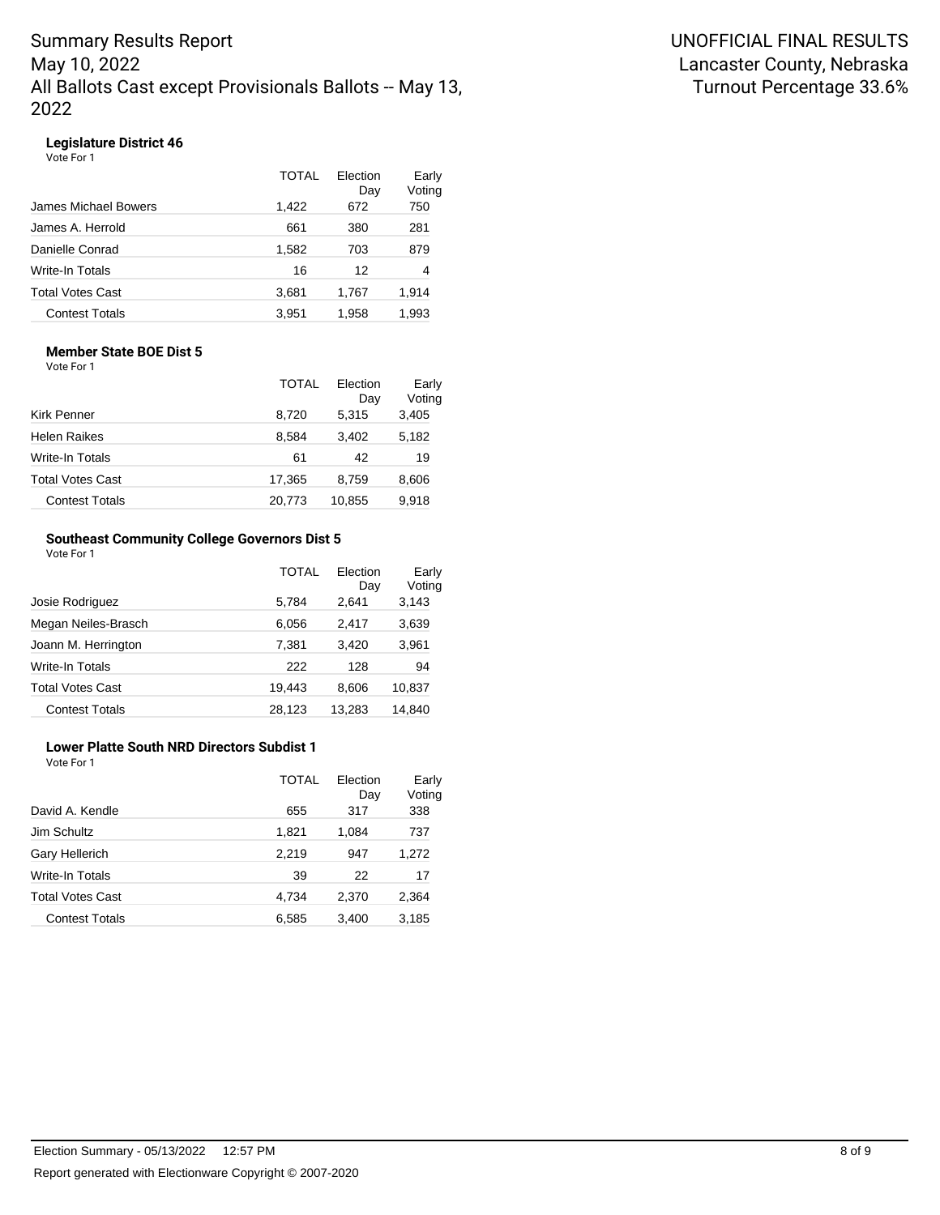Summary Results Report
May 10, 2022
All Ballots Cast except Provisionals Ballots -- May 13, 2022

UNOFFICIAL FINAL RESULTS
Lancaster County, Nebraska
Turnout Percentage 33.6%

### Legislature District 46

Vote For 1

| | TOTAL | Election Day | Early Voting |
|---|---|---|---|
| James Michael Bowers | 1,422 | 672 | 750 |
| James A. Herrold | 661 | 380 | 281 |
| Danielle Conrad | 1,582 | 703 | 879 |
| Write-In Totals | 16 | 12 | 4 |
| Total Votes Cast | 3,681 | 1,767 | 1,914 |
| Contest Totals | 3,951 | 1,958 | 1,993 |

### Member State BOE Dist 5

Vote For 1

| | TOTAL | Election Day | Early Voting |
|---|---|---|---|
| Kirk Penner | 8,720 | 5,315 | 3,405 |
| Helen Raikes | 8,584 | 3,402 | 5,182 |
| Write-In Totals | 61 | 42 | 19 |
| Total Votes Cast | 17,365 | 8,759 | 8,606 |
| Contest Totals | 20,773 | 10,855 | 9,918 |

### Southeast Community College Governors Dist 5

Vote For 1

| | TOTAL | Election Day | Early Voting |
|---|---|---|---|
| Josie Rodriguez | 5,784 | 2,641 | 3,143 |
| Megan Neiles-Brasch | 6,056 | 2,417 | 3,639 |
| Joann M. Herrington | 7,381 | 3,420 | 3,961 |
| Write-In Totals | 222 | 128 | 94 |
| Total Votes Cast | 19,443 | 8,606 | 10,837 |
| Contest Totals | 28,123 | 13,283 | 14,840 |

### Lower Platte South NRD Directors Subdist 1

Vote For 1

| | TOTAL | Election Day | Early Voting |
|---|---|---|---|
| David A. Kendle | 655 | 317 | 338 |
| Jim Schultz | 1,821 | 1,084 | 737 |
| Gary Hellerich | 2,219 | 947 | 1,272 |
| Write-In Totals | 39 | 22 | 17 |
| Total Votes Cast | 4,734 | 2,370 | 2,364 |
| Contest Totals | 6,585 | 3,400 | 3,185 |

Election Summary - 05/13/2022 12:57 PM

Report generated with Electionware Copyright © 2007-2020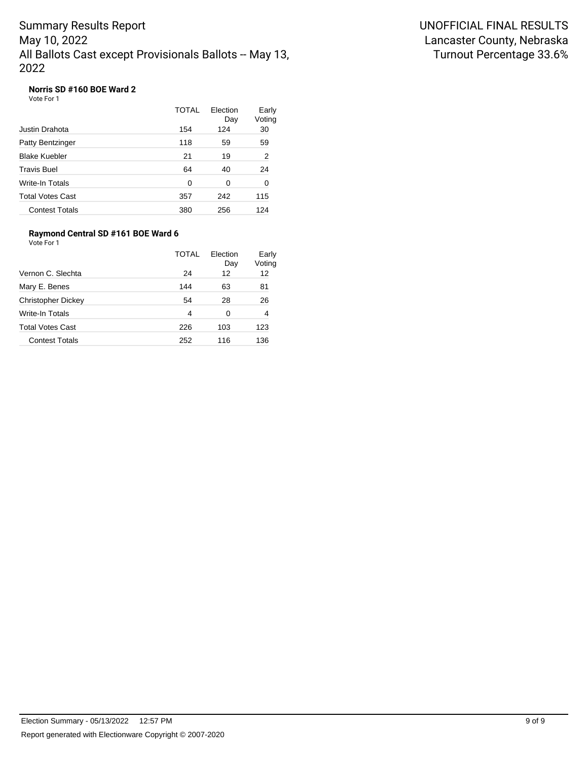Summary Results Report
May 10, 2022
All Ballots Cast except Provisionals Ballots -- May 13, 2022

UNOFFICIAL FINAL RESULTS
Lancaster County, Nebraska
Turnout Percentage 33.6%

### Norris SD #160 BOE Ward 2

Vote For 1

| | TOTAL | Election Day | Early Voting |
|---|---|---|---|
| Justin Drahota | 154 | 124 | 30 |
| Patty Bentzinger | 118 | 59 | 59 |
| Blake Kuebler | 21 | 19 | 2 |
| Travis Buel | 64 | 40 | 24 |
| Write-In Totals | 0 | 0 | 0 |
| Total Votes Cast | 357 | 242 | 115 |
| Contest Totals | 380 | 256 | 124 |

### Raymond Central SD #161 BOE Ward 6

Vote For 1

| | TOTAL | Election Day | Early Voting |
|---|---|---|---|
| Vernon C. Slechta | 24 | 12 | 12 |
| Mary E. Benes | 144 | 63 | 81 |
| Christopher Dickey | 54 | 28 | 26 |
| Write-In Totals | 4 | 0 | 4 |
| Total Votes Cast | 226 | 103 | 123 |
| Contest Totals | 252 | 116 | 136 |

Election Summary - 05/13/2022 12:57 PM

Report generated with Electionware Copyright © 2007-2020